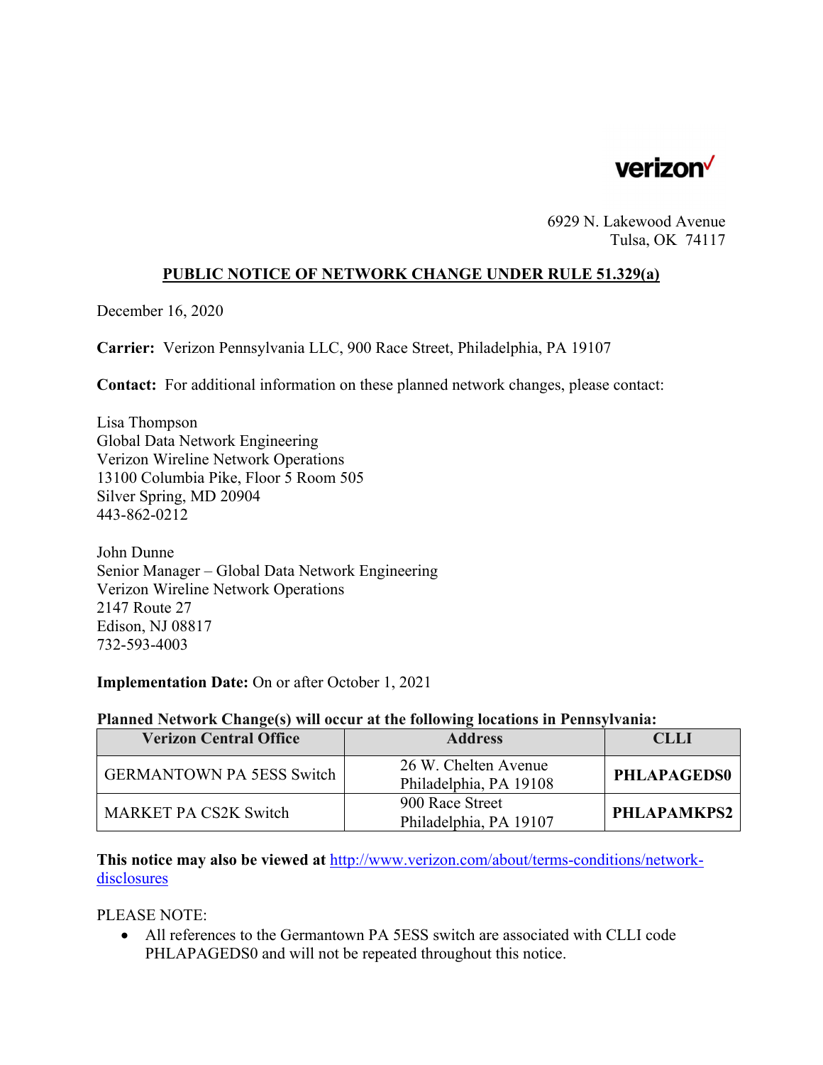verizon

6929 N. Lakewood Avenue
Tulsa, OK 74117

## PUBLIC NOTICE OF NETWORK CHANGE UNDER RULE 51.329(a)

December 16, 2020

**Carrier:** Verizon Pennsylvania LLC, 900 Race Street, Philadelphia, PA 19107

**Contact:** For additional information on these planned network changes, please contact:

Lisa Thompson
Global Data Network Engineering
Verizon Wireline Network Operations
13100 Columbia Pike, Floor 5 Room 505
Silver Spring, MD 20904
443-862-0212

John Dunne
Senior Manager – Global Data Network Engineering
Verizon Wireline Network Operations
2147 Route 27
Edison, NJ 08817
732-593-4003

**Implementation Date:** On or after October 1, 2021

**Planned Network Change(s) will occur at the following locations in Pennsylvania:**

| Verizon Central Office | Address | CLLI |
|---|---|---|
| GERMANTOWN PA 5ESS Switch | 26 W. Chelten Avenue Philadelphia, PA 19108 | **PHLAPAGEDS0** |
| MARKET PA CS2K Switch | 900 Race Street Philadelphia, PA 19107 | **PHLAPAMKPS2** |

**This notice may also be viewed at** http://www.verizon.com/about/terms-conditions/network-disclosures

PLEASE NOTE:

- All references to the Germantown PA 5ESS switch are associated with CLLI code PHLAPAGEDS0 and will not be repeated throughout this notice.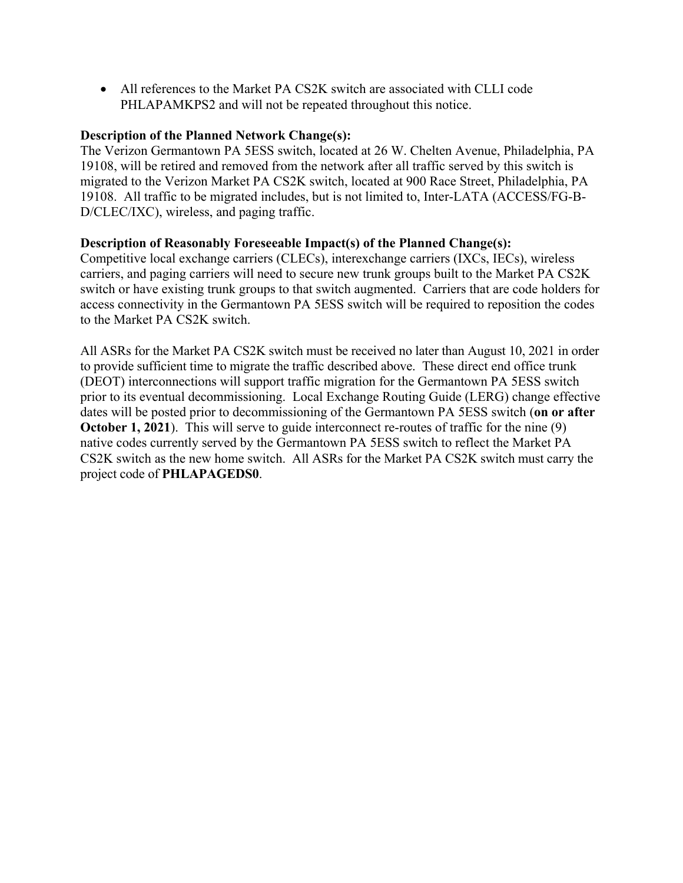- All references to the Market PA CS2K switch are associated with CLLI code PHLAPAMKPS2 and will not be repeated throughout this notice.

**Description of the Planned Network Change(s):**
The Verizon Germantown PA 5ESS switch, located at 26 W. Chelten Avenue, Philadelphia, PA 19108, will be retired and removed from the network after all traffic served by this switch is migrated to the Verizon Market PA CS2K switch, located at 900 Race Street, Philadelphia, PA 19108. All traffic to be migrated includes, but is not limited to, Inter-LATA (ACCESS/FG-B-D/CLEC/IXC), wireless, and paging traffic.

**Description of Reasonably Foreseeable Impact(s) of the Planned Change(s):**
Competitive local exchange carriers (CLECs), interexchange carriers (IXCs, IECs), wireless carriers, and paging carriers will need to secure new trunk groups built to the Market PA CS2K switch or have existing trunk groups to that switch augmented. Carriers that are code holders for access connectivity in the Germantown PA 5ESS switch will be required to reposition the codes to the Market PA CS2K switch.

All ASRs for the Market PA CS2K switch must be received no later than August 10, 2021 in order to provide sufficient time to migrate the traffic described above. These direct end office trunk (DEOT) interconnections will support traffic migration for the Germantown PA 5ESS switch prior to its eventual decommissioning. Local Exchange Routing Guide (LERG) change effective dates will be posted prior to decommissioning of the Germantown PA 5ESS switch (**on or after October 1, 2021**). This will serve to guide interconnect re-routes of traffic for the nine (9) native codes currently served by the Germantown PA 5ESS switch to reflect the Market PA CS2K switch as the new home switch. All ASRs for the Market PA CS2K switch must carry the project code of **PHLAPAGEDS0**.